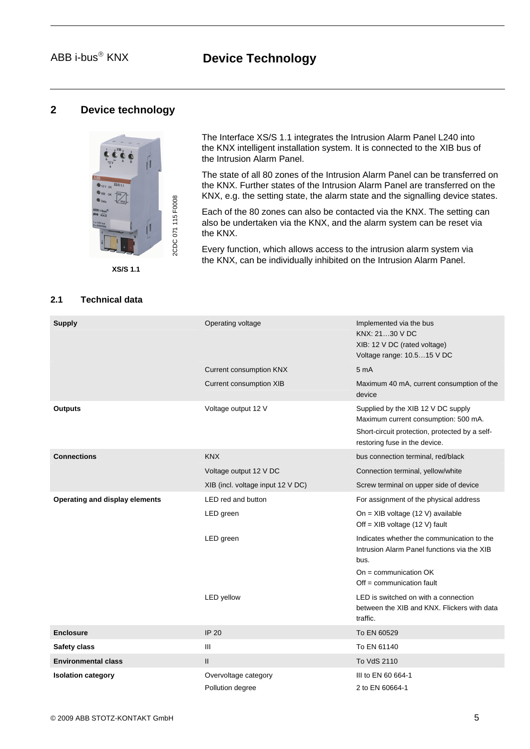## 2 Device technology

XS/S 1.1

2CDC 071 115 F0008

The Interface XS/S 1.1 integrates the Intrusion Alarm Panel L240 into the KNX intelligent installation system. It is connected to the XIB bus of the Intrusion Alarm Panel.

The state of all 80 zones of the Intrusion Alarm Panel can be transferred on the KNX. Further states of the Intrusion Alarm Panel are transferred on the KNX, e.g. the setting state, the alarm state and the signalling device states.

Each of the 80 zones can also be contacted via the KNX. The setting can also be undertaken via the KNX, and the alarm system can be reset via the KNX.

Every function, which allows access to the intrusion alarm system via the KNX, can be individually inhibited on the Intrusion Alarm Panel.

### 2.1 Technical data

| | | |
|---|---|---|
| **Supply** | Operating voltage | Implemented via the bus<br>KNX: 21…30 V DC<br>XIB: 12 V DC (rated voltage)<br>Voltage range: 10.5…15 V DC |
| | Current consumption KNX | 5 mA |
| | Current consumption XIB | Maximum 40 mA, current consumption of the device |
| **Outputs** | Voltage output 12 V | Supplied by the XIB 12 V DC supply<br>Maximum current consumption: 500 mA.<br>Short-circuit protection, protected by a self-restoring fuse in the device. |
| **Connections** | KNX | bus connection terminal, red/black |
| | Voltage output 12 V DC | Connection terminal, yellow/white |
| | XIB (incl. voltage input 12 V DC) | Screw terminal on upper side of device |
| **Operating and display elements** | LED red and button | For assignment of the physical address |
| | LED green | On = XIB voltage (12 V) available<br>Off = XIB voltage (12 V) fault |
| | LED green | Indicates whether the communication to the Intrusion Alarm Panel functions via the XIB bus.<br>On = communication OK<br>Off = communication fault |
| | LED yellow | LED is switched on with a connection between the XIB and KNX. Flickers with data traffic. |
| **Enclosure** | IP 20 | To EN 60529 |
| **Safety class** | III | To EN 61140 |
| **Environmental class** | II | To VdS 2110 |
| **Isolation category** | Overvoltage category | III to EN 60 664-1 |
| | Pollution degree | 2 to EN 60664-1 |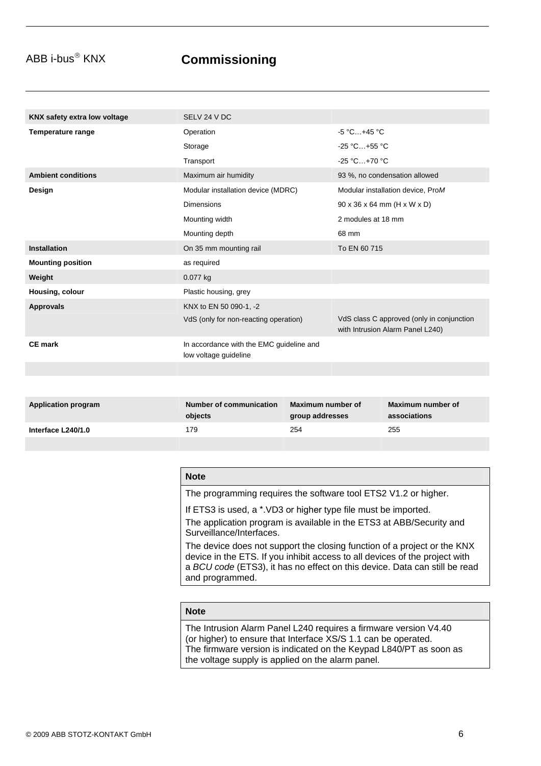## Commissioning

| | | |
|---|---|---|
| **KNX safety extra low voltage** | SELV 24 V DC | |
| **Temperature range** | Operation | -5 °C…+45 °C |
| | Storage | -25 °C…+55 °C |
| | Transport | -25 °C…+70 °C |
| **Ambient conditions** | Maximum air humidity | 93 %, no condensation allowed |
| **Design** | Modular installation device (MDRC) | Modular installation device, Pro*M* |
| | Dimensions | 90 x 36 x 64 mm (H x W x D) |
| | Mounting width | 2 modules at 18 mm |
| | Mounting depth | 68 mm |
| **Installation** | On 35 mm mounting rail | To EN 60 715 |
| **Mounting position** | as required | |
| **Weight** | 0.077 kg | |
| **Housing, colour** | Plastic housing, grey | |
| **Approvals** | KNX to EN 50 090-1, -2 | |
| | VdS (only for non-reacting operation) | VdS class C approved (only in conjunction with Intrusion Alarm Panel L240) |
| **CE mark** | In accordance with the EMC guideline and low voltage guideline | |

| Application program | Number of communication objects | Maximum number of group addresses | Maximum number of associations |
|---|---|---|---|
| **Interface L240/1.0** | 179 | 254 | 255 |

**Note**

The programming requires the software tool ETS2 V1.2 or higher.

If ETS3 is used, a *.VD3 or higher type file must be imported.
The application program is available in the ETS3 at ABB/Security and Surveillance/Interfaces.

The device does not support the closing function of a project or the KNX device in the ETS. If you inhibit access to all devices of the project with a *BCU code* (ETS3), it has no effect on this device. Data can still be read and programmed.

**Note**

The Intrusion Alarm Panel L240 requires a firmware version V4.40 (or higher) to ensure that Interface XS/S 1.1 can be operated.
The firmware version is indicated on the Keypad L840/PT as soon as the voltage supply is applied on the alarm panel.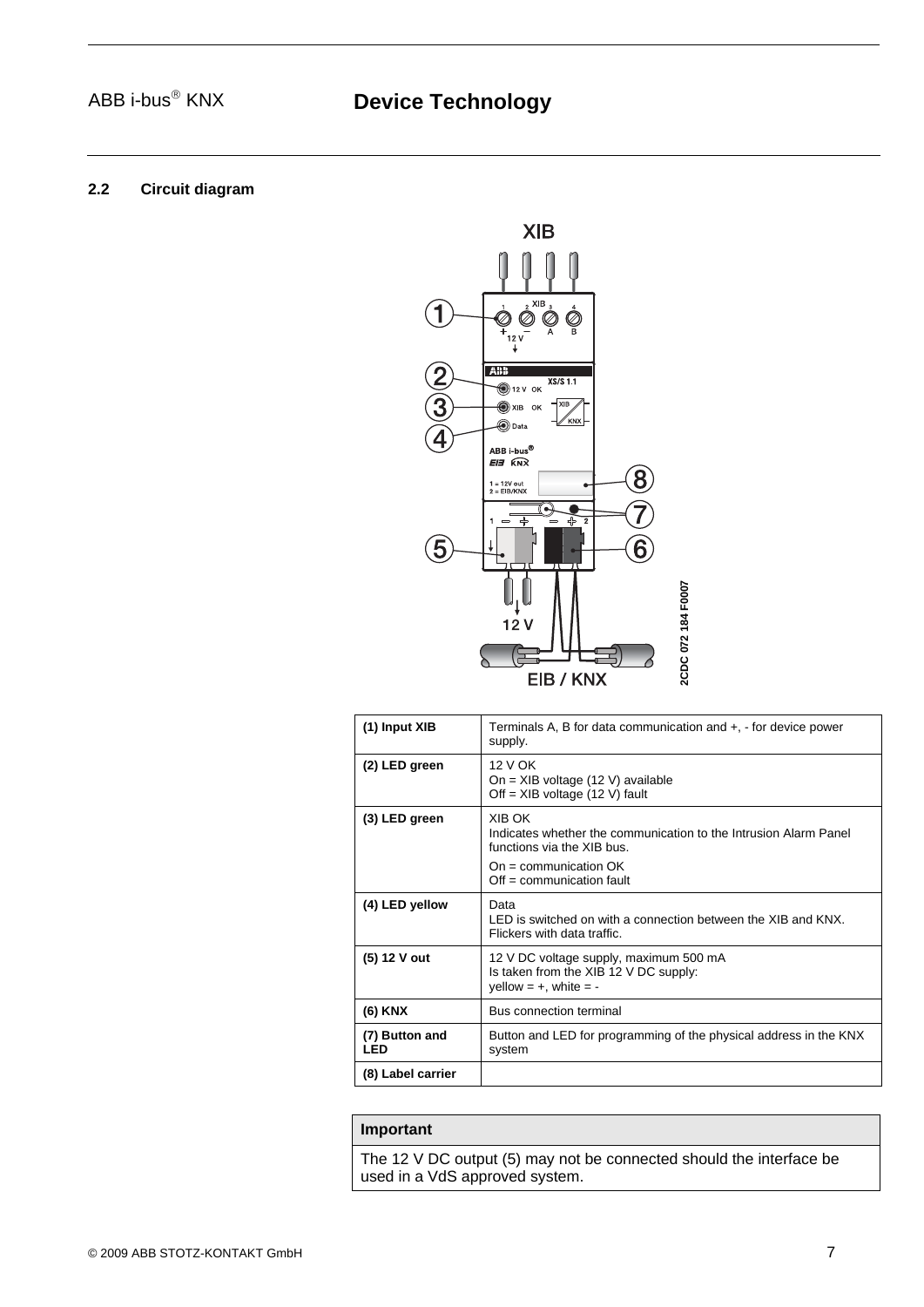### 2.2 Circuit diagram

| | |
|---|---|
| **(1) Input XIB** | Terminals A, B for data communication and +, - for device power supply. |
| **(2) LED green** | 12 V OK<br>On = XIB voltage (12 V) available<br>Off = XIB voltage (12 V) fault |
| **(3) LED green** | XIB OK<br>Indicates whether the communication to the Intrusion Alarm Panel functions via the XIB bus.<br>On = communication OK<br>Off = communication fault |
| **(4) LED yellow** | Data<br>LED is switched on with a connection between the XIB and KNX. Flickers with data traffic. |
| **(5) 12 V out** | 12 V DC voltage supply, maximum 500 mA<br>Is taken from the XIB 12 V DC supply:<br>yellow = +, white = - |
| **(6) KNX** | Bus connection terminal |
| **(7) Button and LED** | Button and LED for programming of the physical address in the KNX system |
| **(8) Label carrier** | |

| **Important** |
|---|
| The 12 V DC output (5) may not be connected should the interface be used in a VdS approved system. |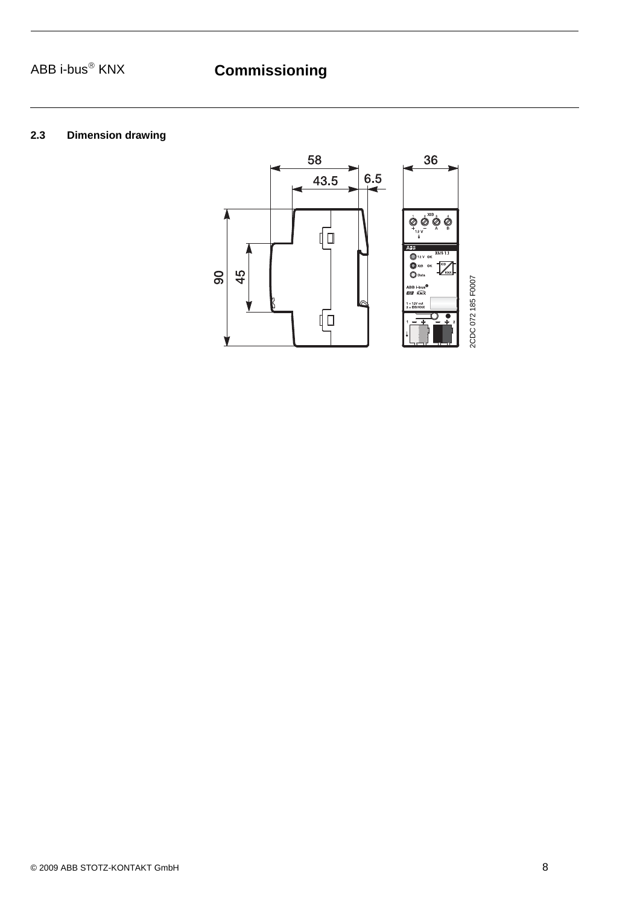## 2.3 Dimension drawing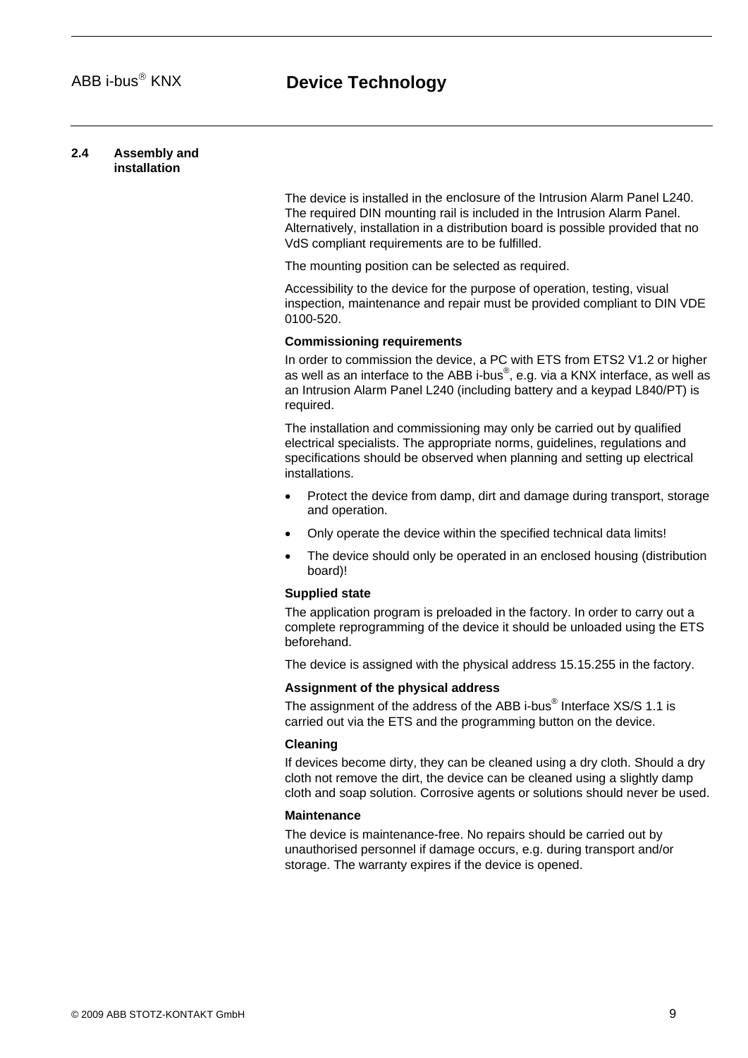## 2.4 Assembly and installation

The device is installed in the enclosure of the Intrusion Alarm Panel L240. The required DIN mounting rail is included in the Intrusion Alarm Panel. Alternatively, installation in a distribution board is possible provided that no VdS compliant requirements are to be fulfilled.

The mounting position can be selected as required.

Accessibility to the device for the purpose of operation, testing, visual inspection, maintenance and repair must be provided compliant to DIN VDE 0100-520.

**Commissioning requirements**

In order to commission the device, a PC with ETS from ETS2 V1.2 or higher as well as an interface to the ABB i-bus®, e.g. via a KNX interface, as well as an Intrusion Alarm Panel L240 (including battery and a keypad L840/PT) is required.

The installation and commissioning may only be carried out by qualified electrical specialists. The appropriate norms, guidelines, regulations and specifications should be observed when planning and setting up electrical installations.

- Protect the device from damp, dirt and damage during transport, storage and operation.
- Only operate the device within the specified technical data limits!
- The device should only be operated in an enclosed housing (distribution board)!

**Supplied state**

The application program is preloaded in the factory. In order to carry out a complete reprogramming of the device it should be unloaded using the ETS beforehand.

The device is assigned with the physical address 15.15.255 in the factory.

**Assignment of the physical address**

The assignment of the address of the ABB i-bus® Interface XS/S 1.1 is carried out via the ETS and the programming button on the device.

**Cleaning**

If devices become dirty, they can be cleaned using a dry cloth. Should a dry cloth not remove the dirt, the device can be cleaned using a slightly damp cloth and soap solution. Corrosive agents or solutions should never be used.

**Maintenance**

The device is maintenance-free. No repairs should be carried out by unauthorised personnel if damage occurs, e.g. during transport and/or storage. The warranty expires if the device is opened.